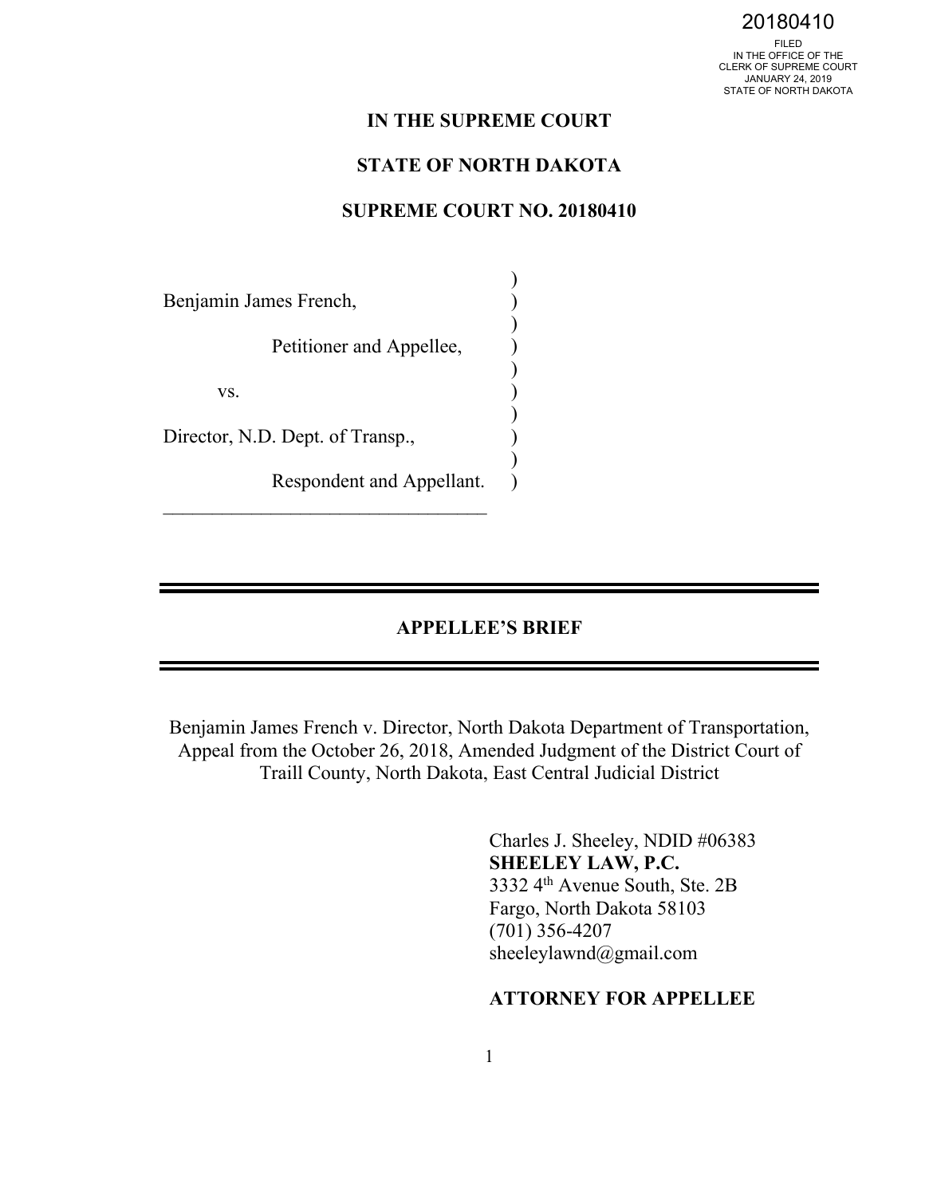20180410

FILED
IN THE OFFICE OF THE
CLERK OF SUPREME COURT
JANUARY 24, 2019
STATE OF NORTH DAKOTA

**IN THE SUPREME COURT**

**STATE OF NORTH DAKOTA**

**SUPREME COURT NO. 20180410**

Benjamin James French,

Petitioner and Appellee,

vs.

Director, N.D. Dept. of Transp.,

Respondent and Appellant.

---

# APPELLEE'S BRIEF

---

Benjamin James French v. Director, North Dakota Department of Transportation, Appeal from the October 26, 2018, Amended Judgment of the District Court of Traill County, North Dakota, East Central Judicial District

Charles J. Sheeley, NDID #06383
**SHEELEY LAW, P.C.**
3332 4th Avenue South, Ste. 2B
Fargo, North Dakota 58103
(701) 356-4207
sheeleylawnd@gmail.com

**ATTORNEY FOR APPELLEE**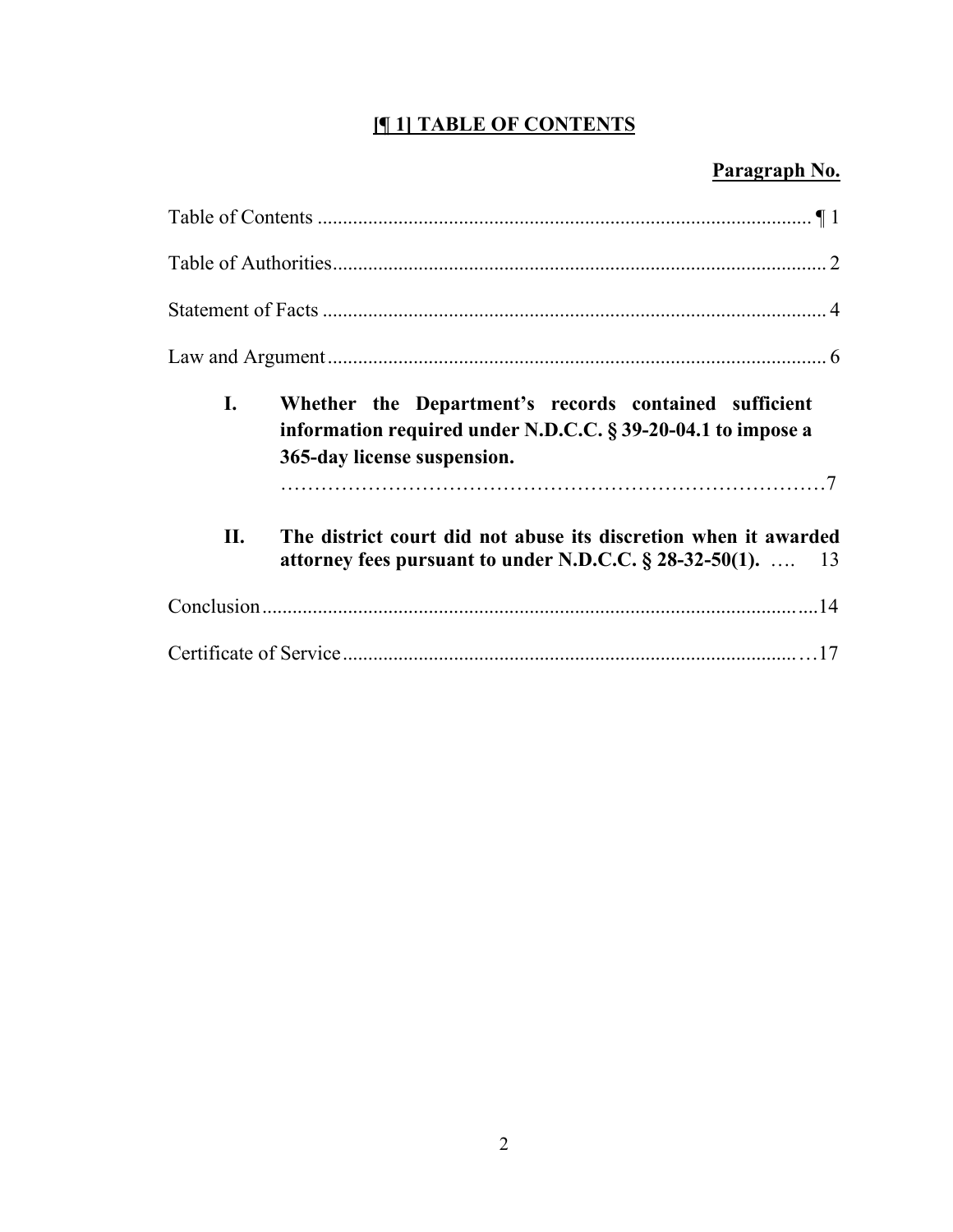# [¶ 1] TABLE OF CONTENTS

**Paragraph No.**

Table of Contents ........................................................................................... ¶ 1

Table of Authorities ........................................................................................... 2

Statement of Facts ........................................................................................... 4

Law and Argument ........................................................................................... 6

**I. Whether the Department's records contained sufficient information required under N.D.C.C. § 39-20-04.1 to impose a 365-day license suspension.** ........................................................................... 7

**II. The district court did not abuse its discretion when it awarded attorney fees pursuant to under N.D.C.C. § 28-32-50(1).** .... 13

Conclusion ........................................................................................... 14

Certificate of Service ........................................................................................... 17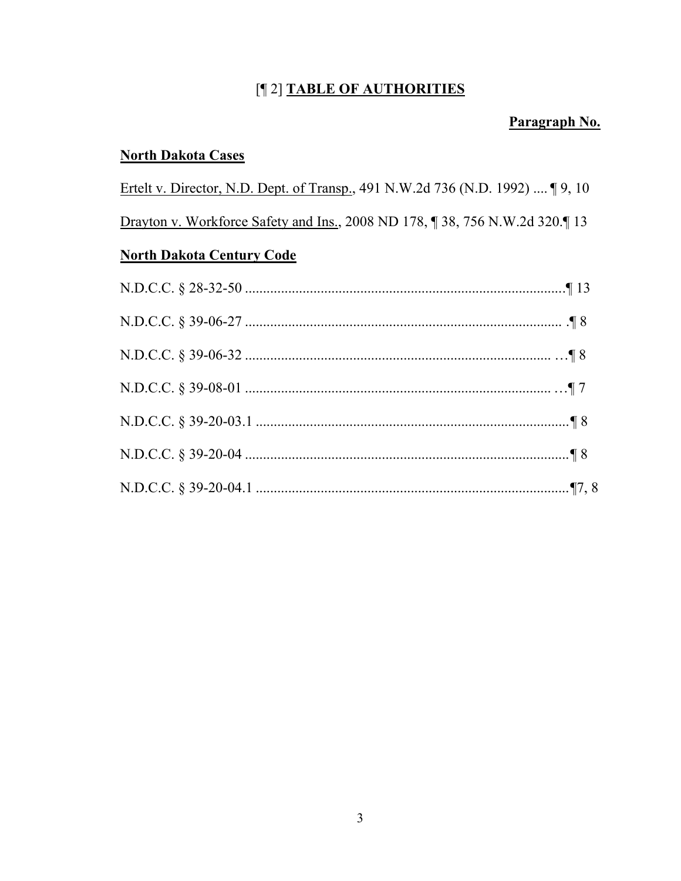# [¶ 2] **TABLE OF AUTHORITIES**

**Paragraph No.**

**North Dakota Cases**

Ertelt v. Director, N.D. Dept. of Transp., 491 N.W.2d 736 (N.D. 1992) .... ¶ 9, 10

Drayton v. Workforce Safety and Ins., 2008 ND 178, ¶ 38, 756 N.W.2d 320.¶ 13

**North Dakota Century Code**

N.D.C.C. § 28-32-50 ..........................................................................................¶ 13

N.D.C.C. § 39-06-27 ......................................................................................... .¶ 8

N.D.C.C. § 39-06-32 ....................................................................................... …¶ 8

N.D.C.C. § 39-08-01 ....................................................................................... …¶ 7

N.D.C.C. § 39-20-03.1 .......................................................................................¶ 8

N.D.C.C. § 39-20-04 ..........................................................................................¶ 8

N.D.C.C. § 39-20-04.1 .......................................................................................¶7, 8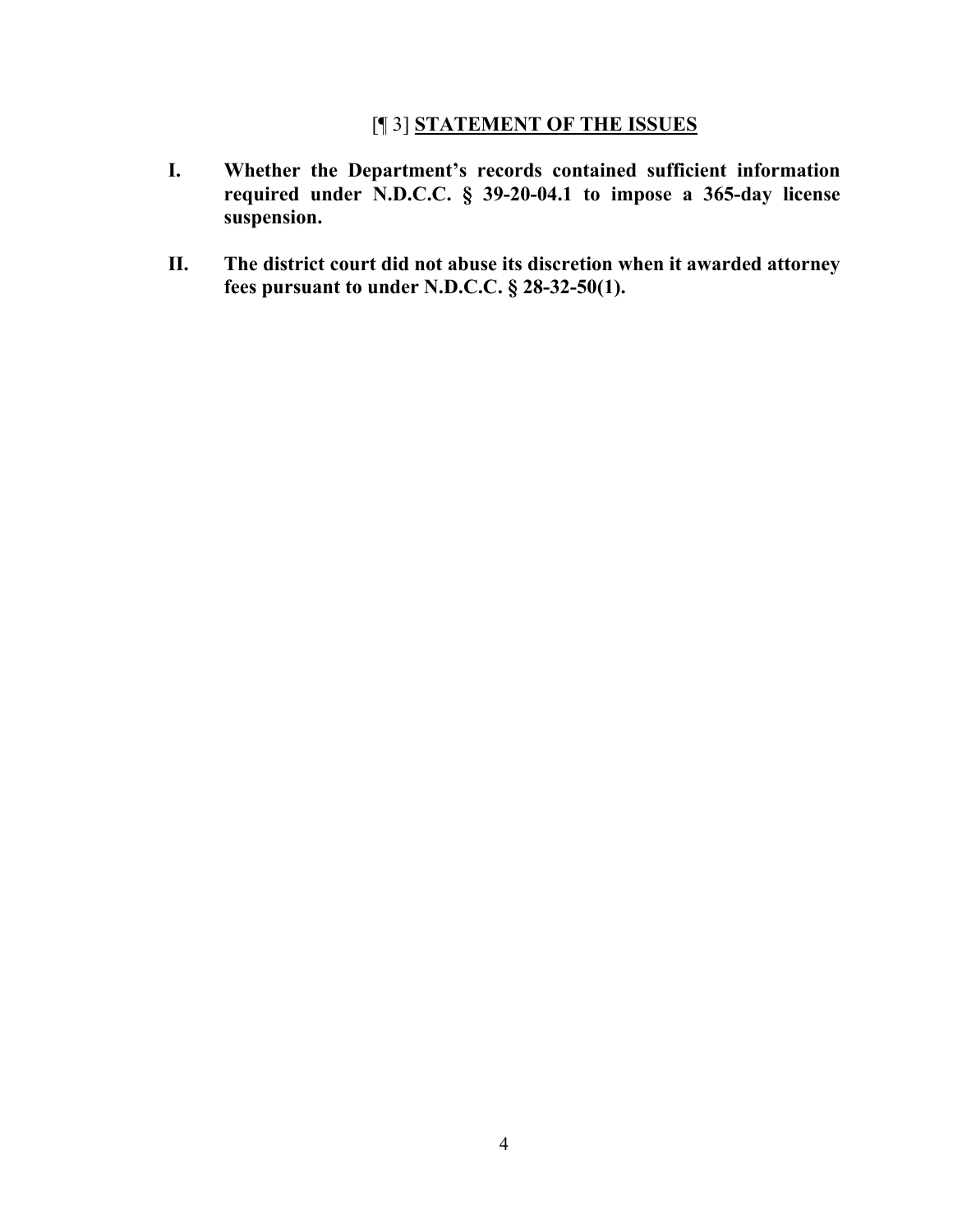## [¶ 3] **STATEMENT OF THE ISSUES**

**I. Whether the Department's records contained sufficient information required under N.D.C.C. § 39-20-04.1 to impose a 365-day license suspension.**

**II. The district court did not abuse its discretion when it awarded attorney fees pursuant to under N.D.C.C. § 28-32-50(1).**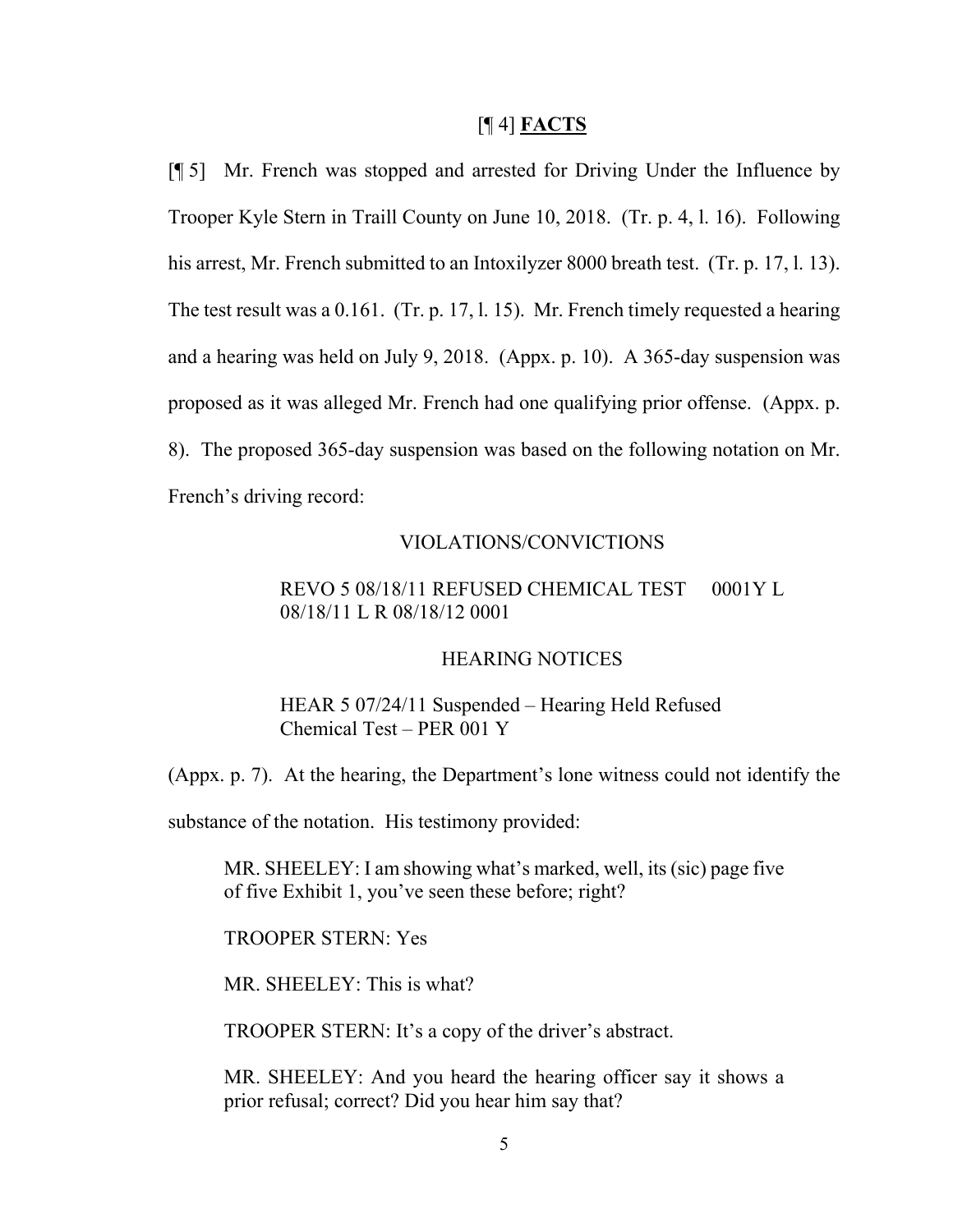## [¶ 4] **FACTS**

[¶ 5] Mr. French was stopped and arrested for Driving Under the Influence by Trooper Kyle Stern in Traill County on June 10, 2018. (Tr. p. 4, l. 16). Following his arrest, Mr. French submitted to an Intoxilyzer 8000 breath test. (Tr. p. 17, l. 13). The test result was a 0.161. (Tr. p. 17, l. 15). Mr. French timely requested a hearing and a hearing was held on July 9, 2018. (Appx. p. 10). A 365-day suspension was proposed as it was alleged Mr. French had one qualifying prior offense. (Appx. p. 8). The proposed 365-day suspension was based on the following notation on Mr. French's driving record:

VIOLATIONS/CONVICTIONS

> REVO 5 08/18/11 REFUSED CHEMICAL TEST 0001Y L
> 08/18/11 L R 08/18/12 0001

HEARING NOTICES

> HEAR 5 07/24/11 Suspended – Hearing Held Refused
> Chemical Test – PER 001 Y

(Appx. p. 7). At the hearing, the Department's lone witness could not identify the substance of the notation. His testimony provided:

> MR. SHEELEY: I am showing what's marked, well, its (sic) page five of five Exhibit 1, you've seen these before; right?
>
> TROOPER STERN: Yes
>
> MR. SHEELEY: This is what?
>
> TROOPER STERN: It's a copy of the driver's abstract.
>
> MR. SHEELEY: And you heard the hearing officer say it shows a prior refusal; correct? Did you hear him say that?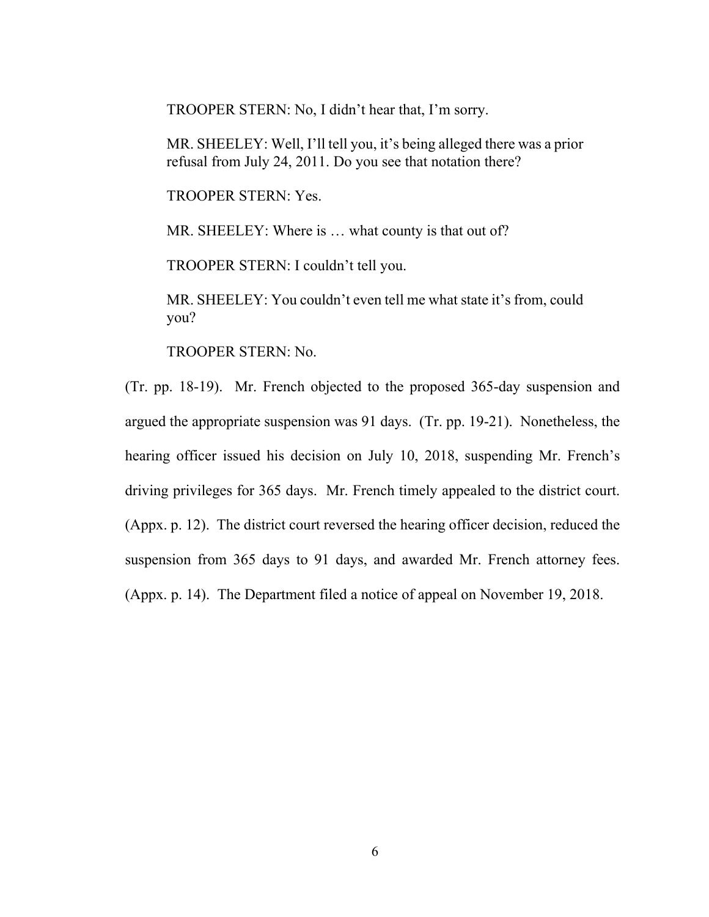TROOPER STERN: No, I didn't hear that, I'm sorry.

MR. SHEELEY: Well, I'll tell you, it's being alleged there was a prior refusal from July 24, 2011. Do you see that notation there?

TROOPER STERN: Yes.

MR. SHEELEY: Where is … what county is that out of?

TROOPER STERN: I couldn't tell you.

MR. SHEELEY: You couldn't even tell me what state it's from, could you?

TROOPER STERN: No.

(Tr. pp. 18-19). Mr. French objected to the proposed 365-day suspension and argued the appropriate suspension was 91 days. (Tr. pp. 19-21). Nonetheless, the hearing officer issued his decision on July 10, 2018, suspending Mr. French's driving privileges for 365 days. Mr. French timely appealed to the district court. (Appx. p. 12). The district court reversed the hearing officer decision, reduced the suspension from 365 days to 91 days, and awarded Mr. French attorney fees. (Appx. p. 14). The Department filed a notice of appeal on November 19, 2018.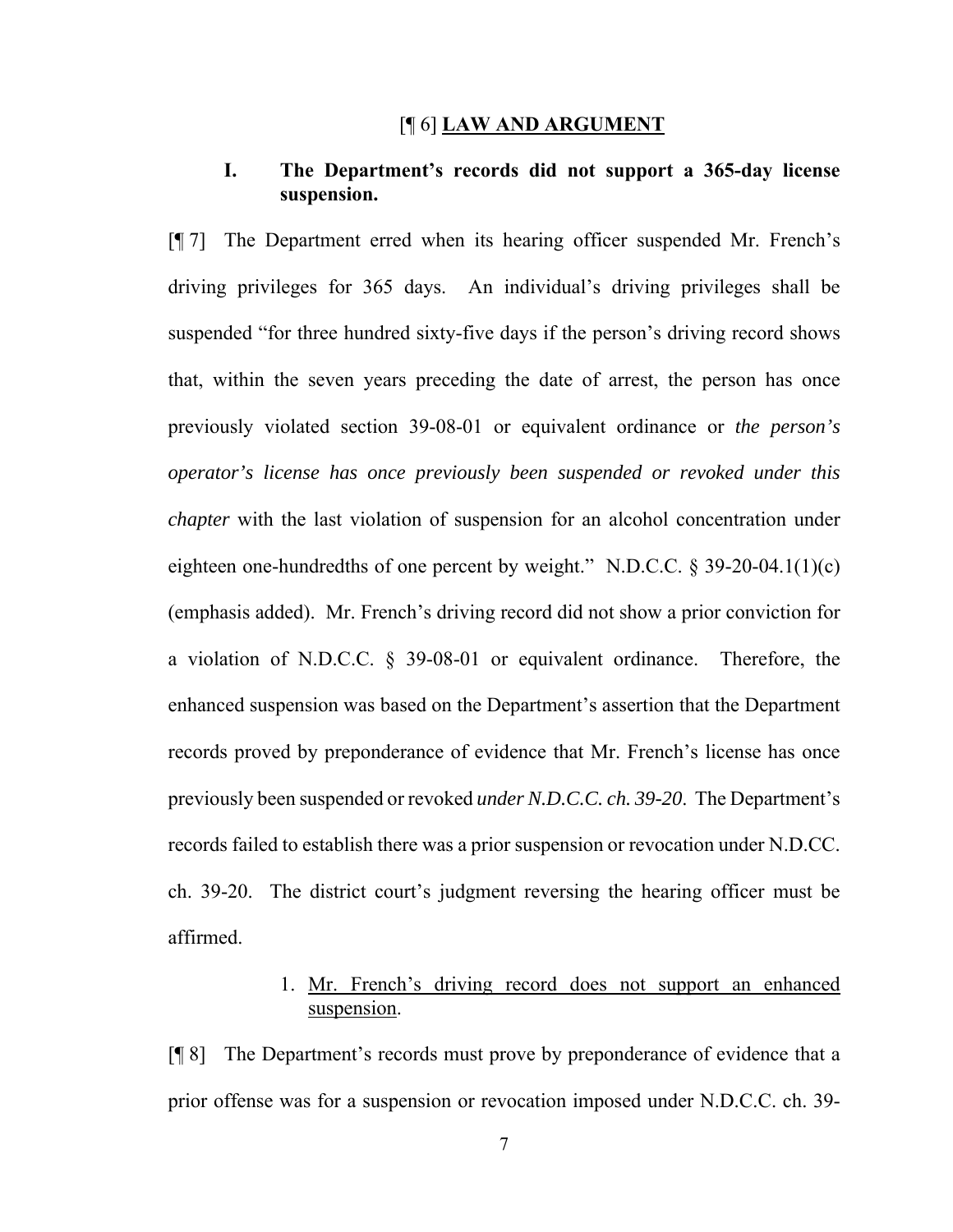## [¶ 6] **LAW AND ARGUMENT**

### I. The Department's records did not support a 365-day license suspension.

[¶ 7] The Department erred when its hearing officer suspended Mr. French's driving privileges for 365 days. An individual's driving privileges shall be suspended "for three hundred sixty-five days if the person's driving record shows that, within the seven years preceding the date of arrest, the person has once previously violated section 39-08-01 or equivalent ordinance or *the person's operator's license has once previously been suspended or revoked under this chapter* with the last violation of suspension for an alcohol concentration under eighteen one-hundredths of one percent by weight." N.D.C.C. § 39-20-04.1(1)(c) (emphasis added). Mr. French's driving record did not show a prior conviction for a violation of N.D.C.C. § 39-08-01 or equivalent ordinance. Therefore, the enhanced suspension was based on the Department's assertion that the Department records proved by preponderance of evidence that Mr. French's license has once previously been suspended or revoked *under N.D.C.C. ch. 39-20*. The Department's records failed to establish there was a prior suspension or revocation under N.D.CC. ch. 39-20. The district court's judgment reversing the hearing officer must be affirmed.

1. Mr. French's driving record does not support an enhanced suspension.

[¶ 8] The Department's records must prove by preponderance of evidence that a prior offense was for a suspension or revocation imposed under N.D.C.C. ch. 39-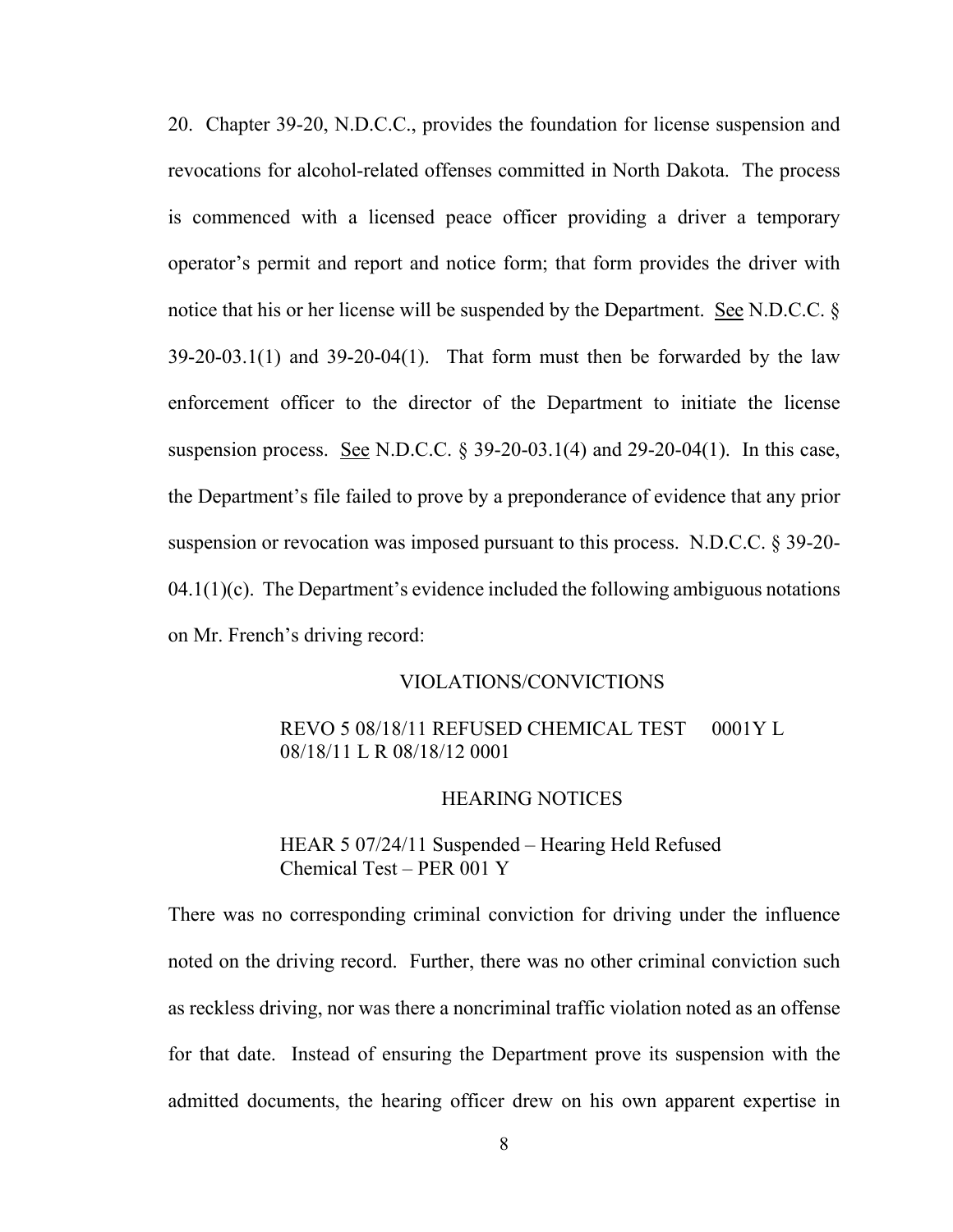20. Chapter 39-20, N.D.C.C., provides the foundation for license suspension and revocations for alcohol-related offenses committed in North Dakota. The process is commenced with a licensed peace officer providing a driver a temporary operator's permit and report and notice form; that form provides the driver with notice that his or her license will be suspended by the Department. See N.D.C.C. § 39-20-03.1(1) and 39-20-04(1). That form must then be forwarded by the law enforcement officer to the director of the Department to initiate the license suspension process. See N.D.C.C. § 39-20-03.1(4) and 29-20-04(1). In this case, the Department's file failed to prove by a preponderance of evidence that any prior suspension or revocation was imposed pursuant to this process. N.D.C.C. § 39-20-04.1(1)(c). The Department's evidence included the following ambiguous notations on Mr. French's driving record:

VIOLATIONS/CONVICTIONS

> REVO 5 08/18/11 REFUSED CHEMICAL TEST 0001Y L
> 08/18/11 L R 08/18/12 0001

HEARING NOTICES

> HEAR 5 07/24/11 Suspended – Hearing Held Refused
> Chemical Test – PER 001 Y

There was no corresponding criminal conviction for driving under the influence noted on the driving record. Further, there was no other criminal conviction such as reckless driving, nor was there a noncriminal traffic violation noted as an offense for that date. Instead of ensuring the Department prove its suspension with the admitted documents, the hearing officer drew on his own apparent expertise in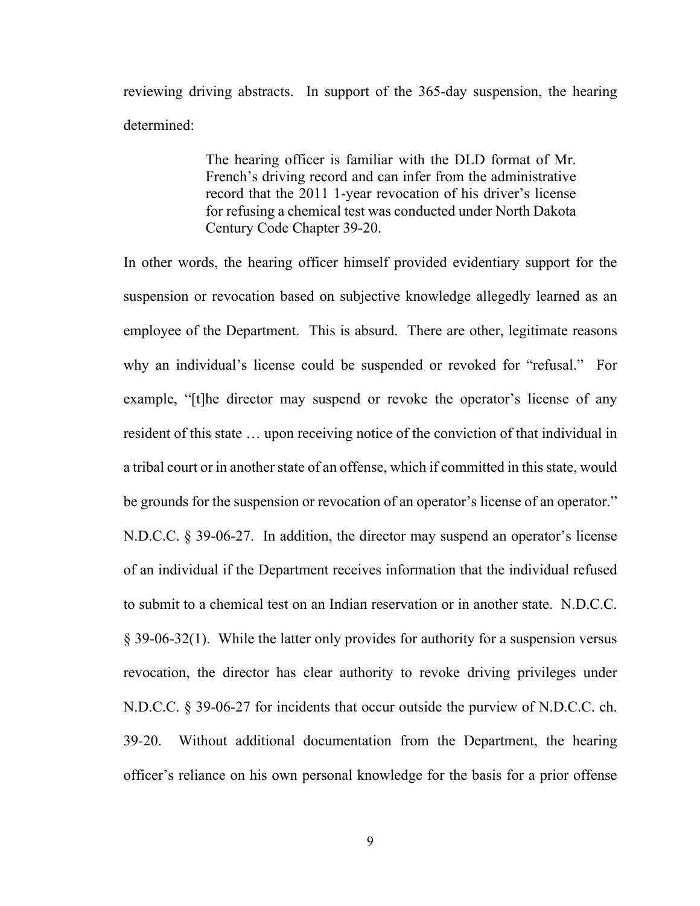reviewing driving abstracts. In support of the 365-day suspension, the hearing determined:

> The hearing officer is familiar with the DLD format of Mr. French's driving record and can infer from the administrative record that the 2011 1-year revocation of his driver's license for refusing a chemical test was conducted under North Dakota Century Code Chapter 39-20.

In other words, the hearing officer himself provided evidentiary support for the suspension or revocation based on subjective knowledge allegedly learned as an employee of the Department. This is absurd. There are other, legitimate reasons why an individual's license could be suspended or revoked for "refusal." For example, "[t]he director may suspend or revoke the operator's license of any resident of this state … upon receiving notice of the conviction of that individual in a tribal court or in another state of an offense, which if committed in this state, would be grounds for the suspension or revocation of an operator's license of an operator." N.D.C.C. § 39-06-27. In addition, the director may suspend an operator's license of an individual if the Department receives information that the individual refused to submit to a chemical test on an Indian reservation or in another state. N.D.C.C. § 39-06-32(1). While the latter only provides for authority for a suspension versus revocation, the director has clear authority to revoke driving privileges under N.D.C.C. § 39-06-27 for incidents that occur outside the purview of N.D.C.C. ch. 39-20. Without additional documentation from the Department, the hearing officer's reliance on his own personal knowledge for the basis for a prior offense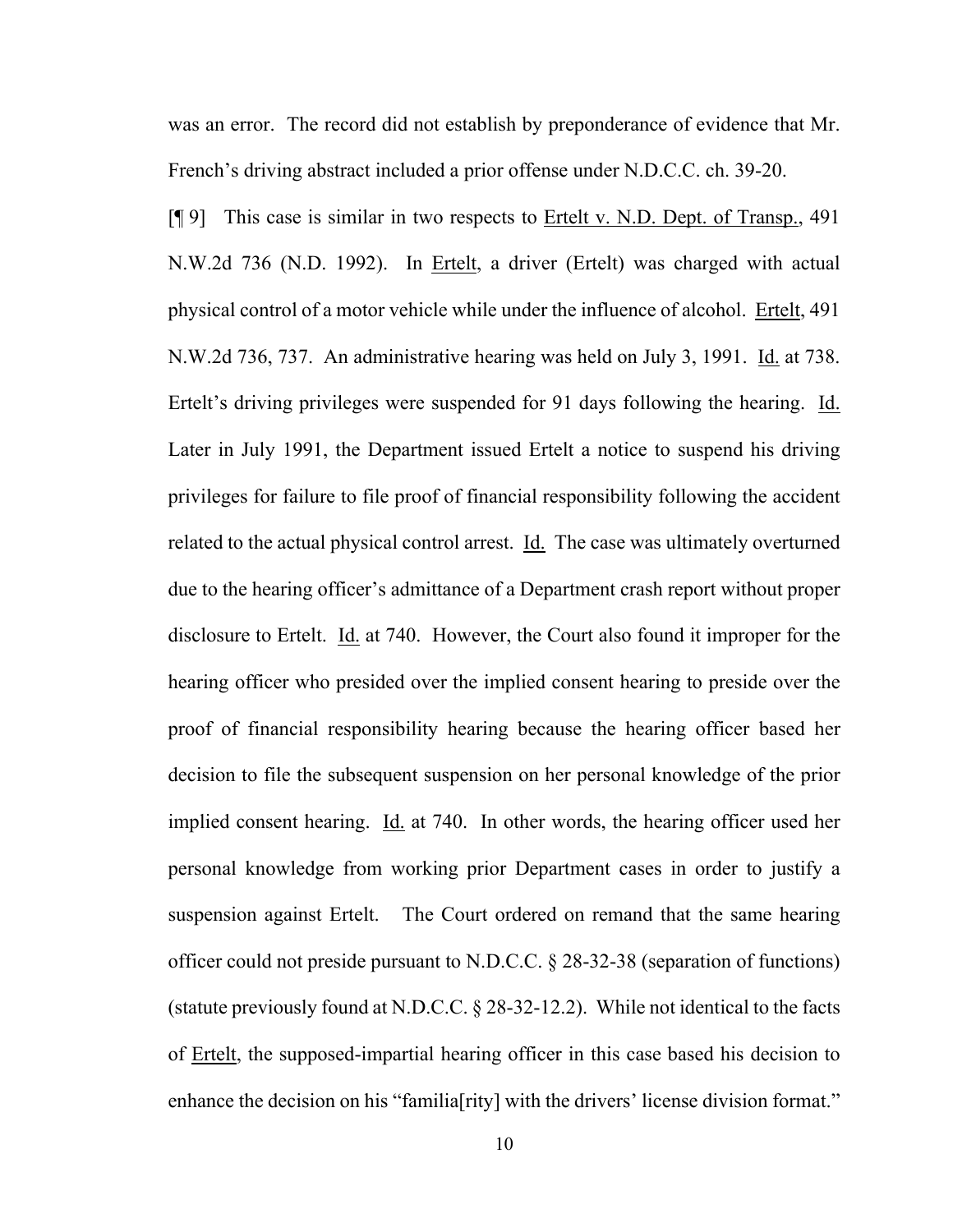was an error. The record did not establish by preponderance of evidence that Mr. French's driving abstract included a prior offense under N.D.C.C. ch. 39-20.

[¶ 9] This case is similar in two respects to Ertelt v. N.D. Dept. of Transp., 491 N.W.2d 736 (N.D. 1992). In Ertelt, a driver (Ertelt) was charged with actual physical control of a motor vehicle while under the influence of alcohol. Ertelt, 491 N.W.2d 736, 737. An administrative hearing was held on July 3, 1991. Id. at 738. Ertelt's driving privileges were suspended for 91 days following the hearing. Id. Later in July 1991, the Department issued Ertelt a notice to suspend his driving privileges for failure to file proof of financial responsibility following the accident related to the actual physical control arrest. Id. The case was ultimately overturned due to the hearing officer's admittance of a Department crash report without proper disclosure to Ertelt. Id. at 740. However, the Court also found it improper for the hearing officer who presided over the implied consent hearing to preside over the proof of financial responsibility hearing because the hearing officer based her decision to file the subsequent suspension on her personal knowledge of the prior implied consent hearing. Id. at 740. In other words, the hearing officer used her personal knowledge from working prior Department cases in order to justify a suspension against Ertelt. The Court ordered on remand that the same hearing officer could not preside pursuant to N.D.C.C. § 28-32-38 (separation of functions) (statute previously found at N.D.C.C. § 28-32-12.2). While not identical to the facts of Ertelt, the supposed-impartial hearing officer in this case based his decision to enhance the decision on his "familia[rity] with the drivers' license division format."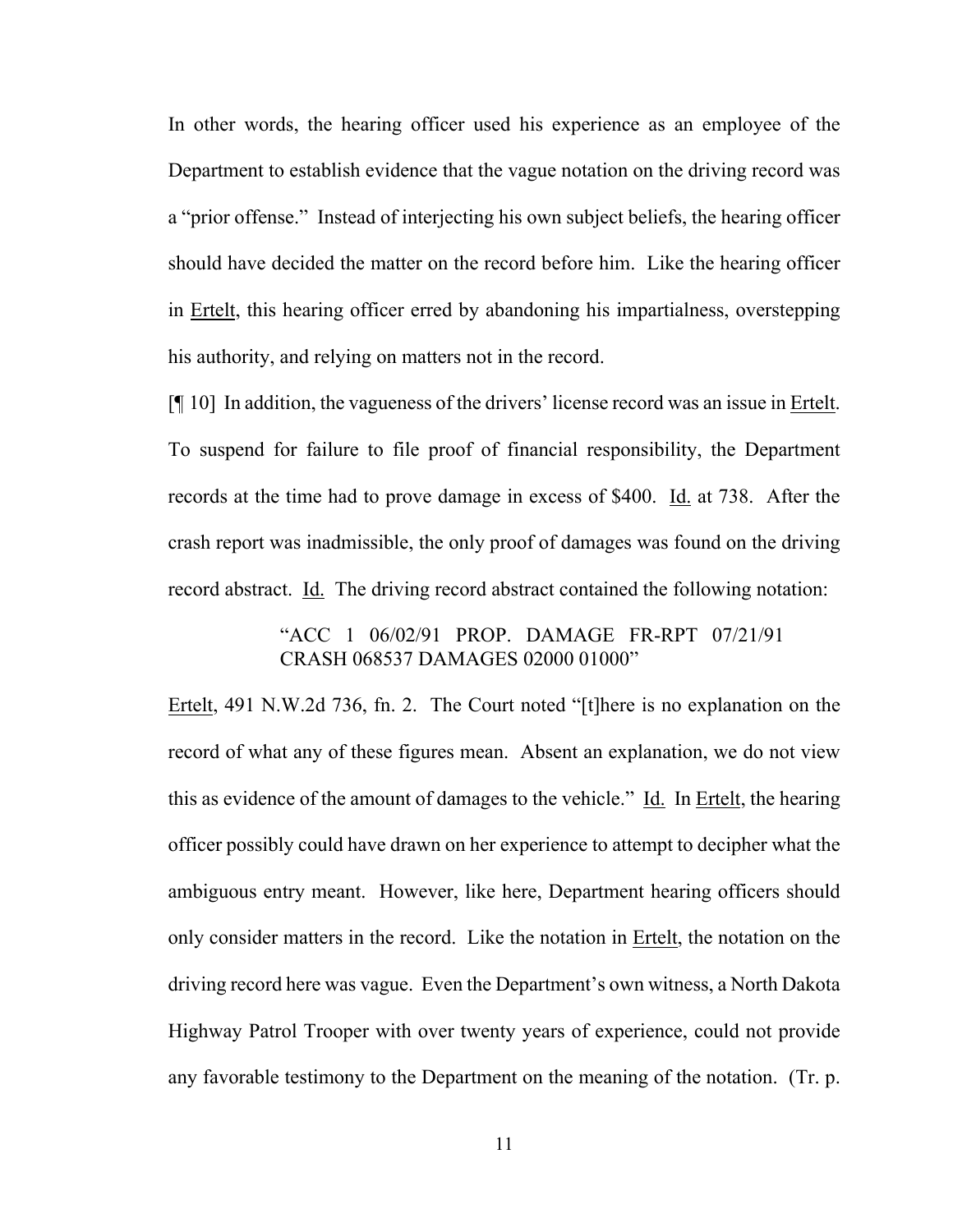In other words, the hearing officer used his experience as an employee of the Department to establish evidence that the vague notation on the driving record was a "prior offense." Instead of interjecting his own subject beliefs, the hearing officer should have decided the matter on the record before him. Like the hearing officer in Ertelt, this hearing officer erred by abandoning his impartialness, overstepping his authority, and relying on matters not in the record.

[¶ 10] In addition, the vagueness of the drivers' license record was an issue in Ertelt. To suspend for failure to file proof of financial responsibility, the Department records at the time had to prove damage in excess of $400. Id. at 738. After the crash report was inadmissible, the only proof of damages was found on the driving record abstract. Id. The driving record abstract contained the following notation:

> "ACC 1 06/02/91 PROP. DAMAGE FR-RPT 07/21/91 CRASH 068537 DAMAGES 02000 01000"

Ertelt, 491 N.W.2d 736, fn. 2. The Court noted "[t]here is no explanation on the record of what any of these figures mean. Absent an explanation, we do not view this as evidence of the amount of damages to the vehicle." Id. In Ertelt, the hearing officer possibly could have drawn on her experience to attempt to decipher what the ambiguous entry meant. However, like here, Department hearing officers should only consider matters in the record. Like the notation in Ertelt, the notation on the driving record here was vague. Even the Department's own witness, a North Dakota Highway Patrol Trooper with over twenty years of experience, could not provide any favorable testimony to the Department on the meaning of the notation. (Tr. p.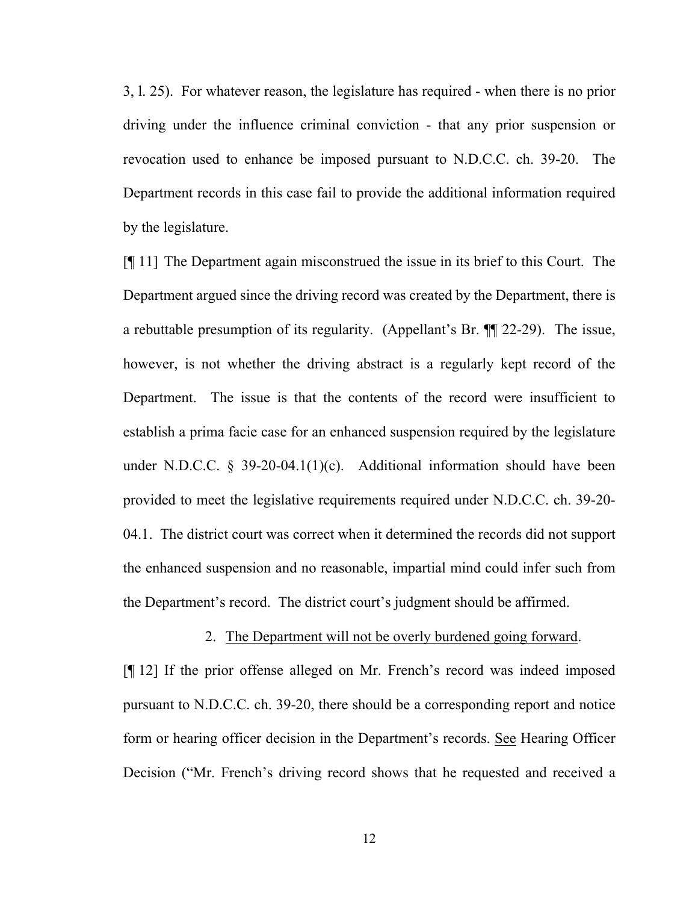3, l. 25). For whatever reason, the legislature has required - when there is no prior driving under the influence criminal conviction - that any prior suspension or revocation used to enhance be imposed pursuant to N.D.C.C. ch. 39-20. The Department records in this case fail to provide the additional information required by the legislature.

[¶ 11] The Department again misconstrued the issue in its brief to this Court. The Department argued since the driving record was created by the Department, there is a rebuttable presumption of its regularity. (Appellant's Br. ¶¶ 22-29). The issue, however, is not whether the driving abstract is a regularly kept record of the Department. The issue is that the contents of the record were insufficient to establish a prima facie case for an enhanced suspension required by the legislature under N.D.C.C. § 39-20-04.1(1)(c). Additional information should have been provided to meet the legislative requirements required under N.D.C.C. ch. 39-20-04.1. The district court was correct when it determined the records did not support the enhanced suspension and no reasonable, impartial mind could infer such from the Department's record. The district court's judgment should be affirmed.

2. <u>The Department will not be overly burdened going forward</u>.

[¶ 12] If the prior offense alleged on Mr. French's record was indeed imposed pursuant to N.D.C.C. ch. 39-20, there should be a corresponding report and notice form or hearing officer decision in the Department's records. <u>See</u> Hearing Officer Decision ("Mr. French's driving record shows that he requested and received a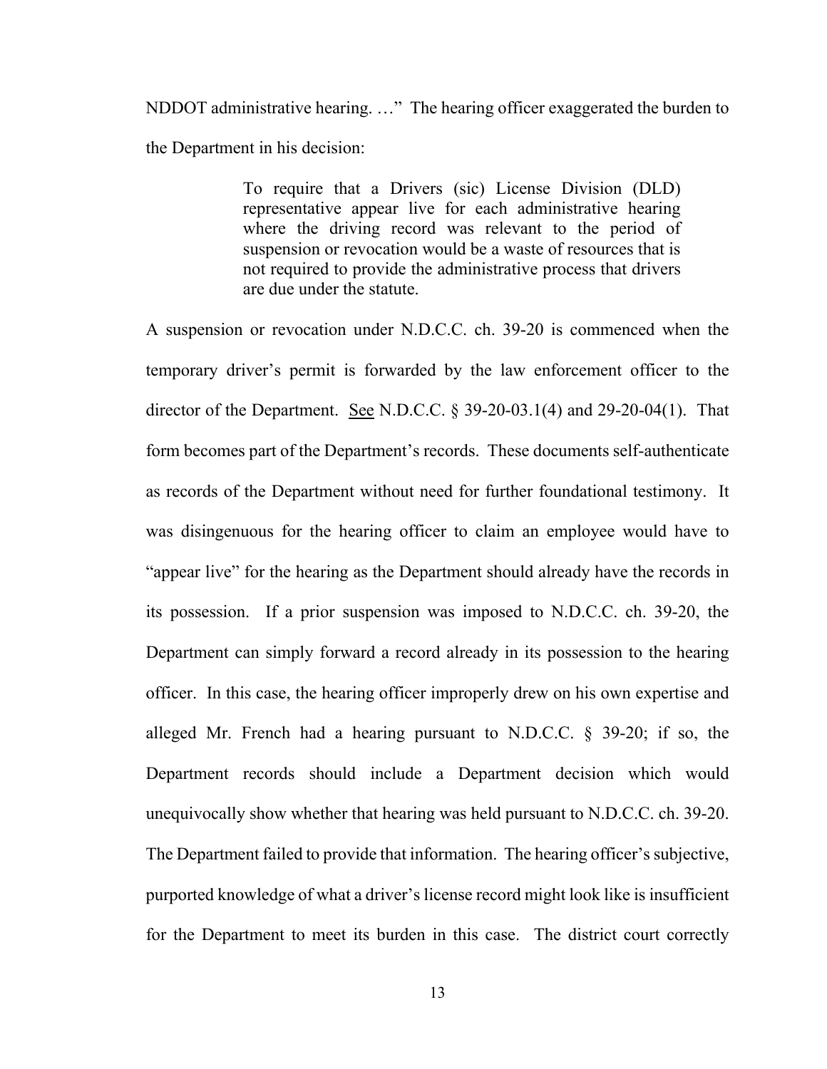NDDOT administrative hearing. …" The hearing officer exaggerated the burden to the Department in his decision:

> To require that a Drivers (sic) License Division (DLD) representative appear live for each administrative hearing where the driving record was relevant to the period of suspension or revocation would be a waste of resources that is not required to provide the administrative process that drivers are due under the statute.

A suspension or revocation under N.D.C.C. ch. 39-20 is commenced when the temporary driver's permit is forwarded by the law enforcement officer to the director of the Department. See N.D.C.C. § 39-20-03.1(4) and 29-20-04(1). That form becomes part of the Department's records. These documents self-authenticate as records of the Department without need for further foundational testimony. It was disingenuous for the hearing officer to claim an employee would have to "appear live" for the hearing as the Department should already have the records in its possession. If a prior suspension was imposed to N.D.C.C. ch. 39-20, the Department can simply forward a record already in its possession to the hearing officer. In this case, the hearing officer improperly drew on his own expertise and alleged Mr. French had a hearing pursuant to N.D.C.C. § 39-20; if so, the Department records should include a Department decision which would unequivocally show whether that hearing was held pursuant to N.D.C.C. ch. 39-20. The Department failed to provide that information. The hearing officer's subjective, purported knowledge of what a driver's license record might look like is insufficient for the Department to meet its burden in this case. The district court correctly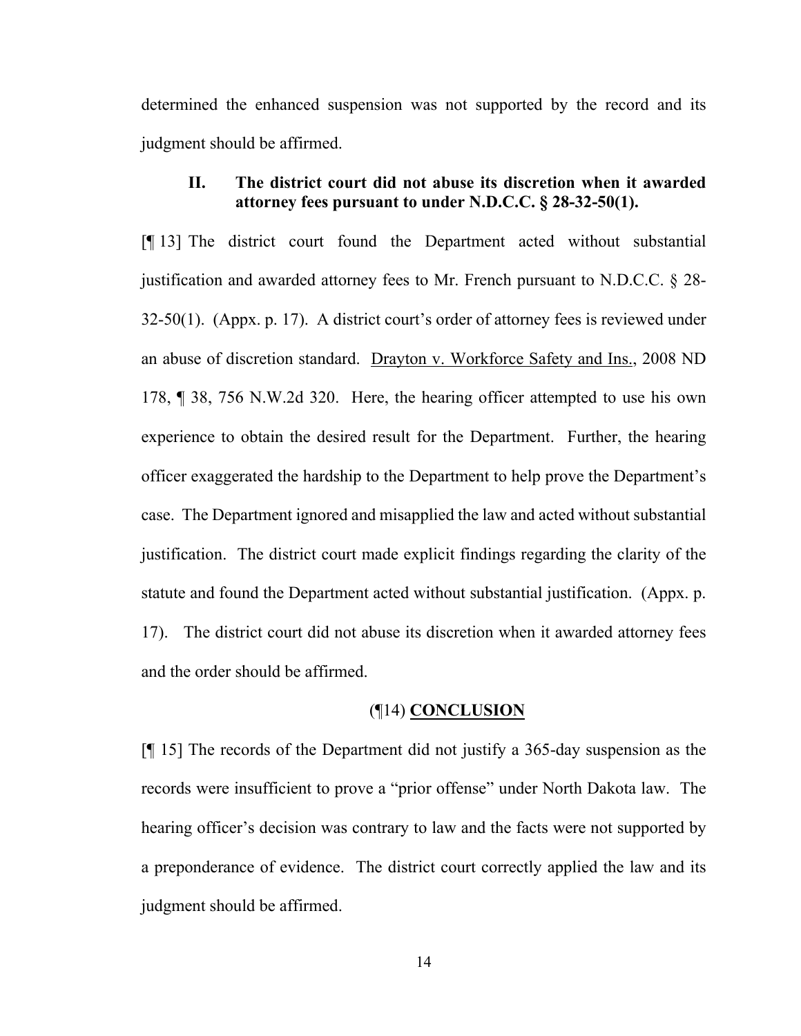determined the enhanced suspension was not supported by the record and its judgment should be affirmed.

### II. The district court did not abuse its discretion when it awarded attorney fees pursuant to under N.D.C.C. § 28-32-50(1).

[¶ 13] The district court found the Department acted without substantial justification and awarded attorney fees to Mr. French pursuant to N.D.C.C. § 28-32-50(1). (Appx. p. 17). A district court's order of attorney fees is reviewed under an abuse of discretion standard. Drayton v. Workforce Safety and Ins., 2008 ND 178, ¶ 38, 756 N.W.2d 320. Here, the hearing officer attempted to use his own experience to obtain the desired result for the Department. Further, the hearing officer exaggerated the hardship to the Department to help prove the Department's case. The Department ignored and misapplied the law and acted without substantial justification. The district court made explicit findings regarding the clarity of the statute and found the Department acted without substantial justification. (Appx. p. 17). The district court did not abuse its discretion when it awarded attorney fees and the order should be affirmed.

## (¶14) **CONCLUSION**

[¶ 15] The records of the Department did not justify a 365-day suspension as the records were insufficient to prove a "prior offense" under North Dakota law. The hearing officer's decision was contrary to law and the facts were not supported by a preponderance of evidence. The district court correctly applied the law and its judgment should be affirmed.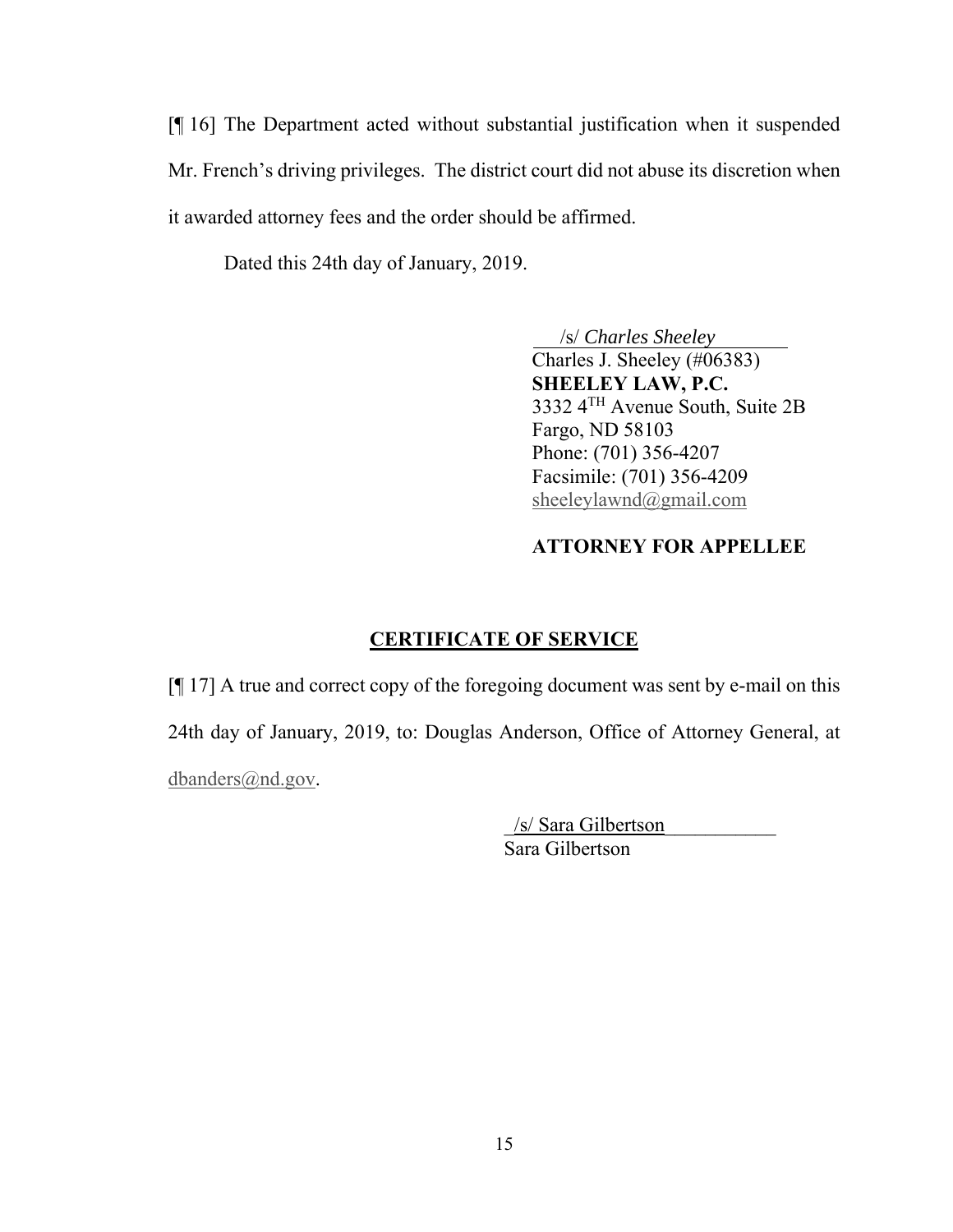[¶ 16] The Department acted without substantial justification when it suspended Mr. French's driving privileges. The district court did not abuse its discretion when it awarded attorney fees and the order should be affirmed.

Dated this 24th day of January, 2019.

/s/ *Charles Sheeley*
Charles J. Sheeley (#06383)
**SHEELEY LAW, P.C.**
3332 4TH Avenue South, Suite 2B
Fargo, ND 58103
Phone: (701) 356-4207
Facsimile: (701) 356-4209
sheeleylawnd@gmail.com

**ATTORNEY FOR APPELLEE**

## CERTIFICATE OF SERVICE

[¶ 17] A true and correct copy of the foregoing document was sent by e-mail on this 24th day of January, 2019, to: Douglas Anderson, Office of Attorney General, at dbanders@nd.gov.

/s/ Sara Gilbertson
Sara Gilbertson